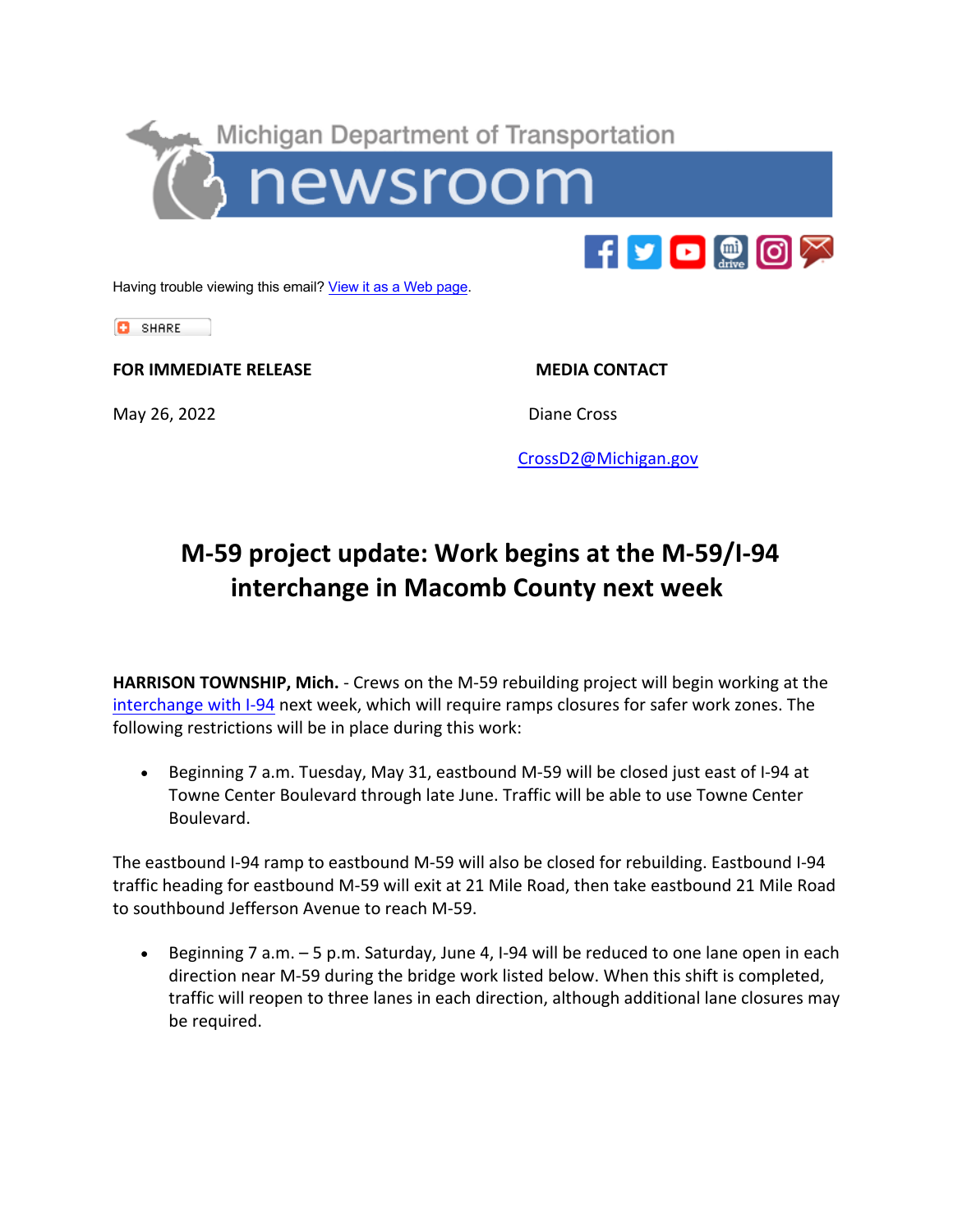Michigan Department of Transportation

newsroom

Having trouble viewing this email? [View it as a Web page](#).

SHARE

**FOR IMMEDIATE RELEASE**

May 26, 2022

**MEDIA CONTACT**

Diane Cross

[CrossD2@Michigan.gov](mailto:CrossD2@Michigan.gov)

# M-59 project update: Work begins at the M-59/I-94 interchange in Macomb County next week

**HARRISON TOWNSHIP, Mich.** - Crews on the M-59 rebuilding project will begin working at the [interchange with I-94](#) next week, which will require ramps closures for safer work zones. The following restrictions will be in place during this work:

- Beginning 7 a.m. Tuesday, May 31, eastbound M-59 will be closed just east of I-94 at Towne Center Boulevard through late June. Traffic will be able to use Towne Center Boulevard.

The eastbound I-94 ramp to eastbound M-59 will also be closed for rebuilding. Eastbound I-94 traffic heading for eastbound M-59 will exit at 21 Mile Road, then take eastbound 21 Mile Road to southbound Jefferson Avenue to reach M-59.

- Beginning 7 a.m. – 5 p.m. Saturday, June 4, I-94 will be reduced to one lane open in each direction near M-59 during the bridge work listed below. When this shift is completed, traffic will reopen to three lanes in each direction, although additional lane closures may be required.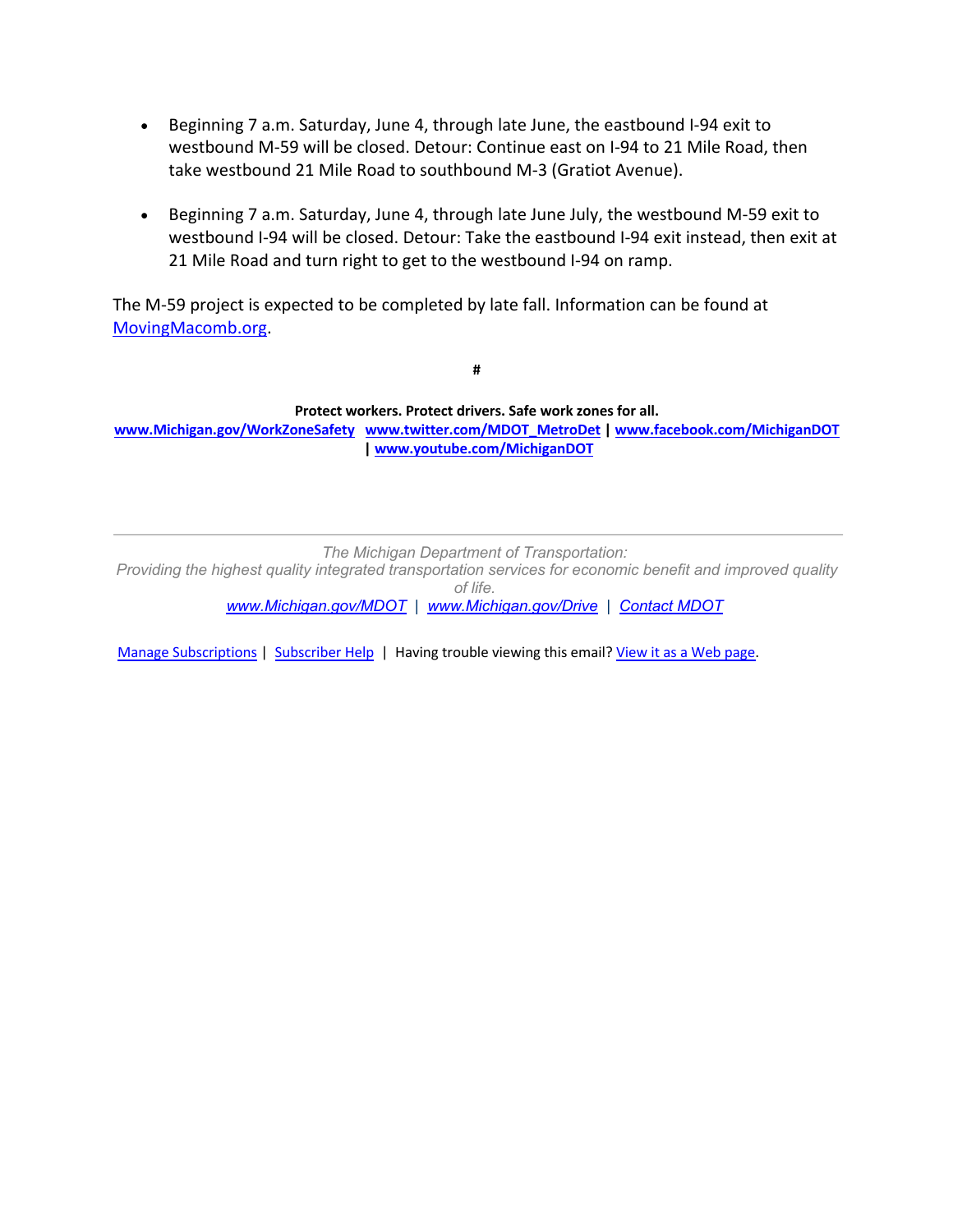- Beginning 7 a.m. Saturday, June 4, through late June, the eastbound I-94 exit to westbound M-59 will be closed. Detour: Continue east on I-94 to 21 Mile Road, then take westbound 21 Mile Road to southbound M-3 (Gratiot Avenue).

- Beginning 7 a.m. Saturday, June 4, through late June July, the westbound M-59 exit to westbound I-94 will be closed. Detour: Take the eastbound I-94 exit instead, then exit at 21 Mile Road and turn right to get to the westbound I-94 on ramp.

The M-59 project is expected to be completed by late fall. Information can be found at [MovingMacomb.org](MovingMacomb.org).

#

**Protect workers. Protect drivers. Safe work zones for all.**

**[www.Michigan.gov/WorkZoneSafety](www.Michigan.gov/WorkZoneSafety) [www.twitter.com/MDOT_MetroDet](www.twitter.com/MDOT_MetroDet) | [www.facebook.com/MichiganDOT](www.facebook.com/MichiganDOT) | [www.youtube.com/MichiganDOT](www.youtube.com/MichiganDOT)**

---

*The Michigan Department of Transportation:*
*Providing the highest quality integrated transportation services for economic benefit and improved quality of life.*

*[www.Michigan.gov/MDOT](www.Michigan.gov/MDOT) | [www.Michigan.gov/Drive](www.Michigan.gov/Drive) | Contact MDOT*

Manage Subscriptions | Subscriber Help | Having trouble viewing this email? View it as a Web page.